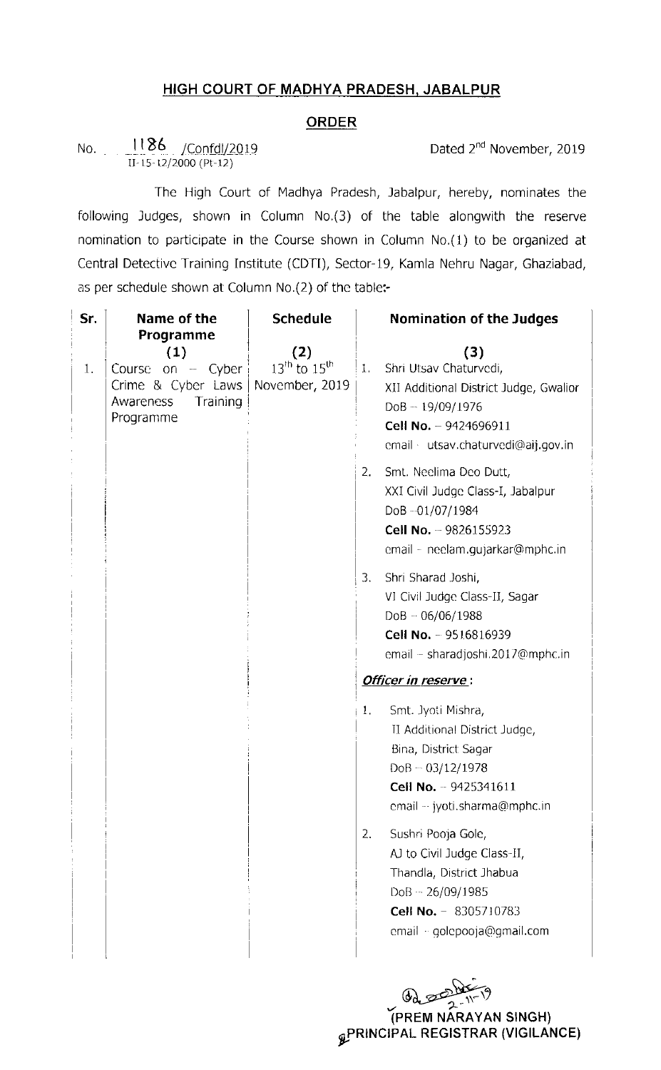## HIGH COURT OF MADHYA PRADESH, JABALPUR

### ORDER

No. 1186 /Confdl/2019
II-15-12/2000 (Pt-12)

Dated 2nd November, 2019

The High Court of Madhya Pradesh, Jabalpur, hereby, nominates the following Judges, shown in Column No.(3) of the table alongwith the reserve nomination to participate in the Course shown in Column No.(1) to be organized at Central Detective Training Institute (CDTI), Sector-19, Kamla Nehru Nagar, Ghaziabad, as per schedule shown at Column No.(2) of the table:-

| Sr. | Name of the Programme (1) | Schedule (2) | Nomination of the Judges (3) |
|---|---|---|---|
| 1. | Course on – Cyber Crime & Cyber Laws Awareness Training Programme | 13th to 15th November, 2019 | 1. Shri Utsav Chaturvedi, XII Additional District Judge, Gwalior DoB – 19/09/1976 **Cell No.** – 9424696911 email – utsav.chaturvedi@aij.gov.in<br><br>2. Smt. Neelima Deo Dutt, XXI Civil Judge Class-I, Jabalpur DoB – 01/07/1984 **Cell No.** – 9826155923 email – neelam.gujarkar@mphc.in<br><br>3. Shri Sharad Joshi, VI Civil Judge Class-II, Sagar DoB – 06/06/1988 **Cell No.** – 9516816939 email – sharadjoshi.2017@mphc.in<br><br>***Officer in reserve*** :<br><br>1. Smt. Jyoti Mishra, II Additional District Judge, Bina, District Sagar DoB – 03/12/1978 **Cell No.** – 9425341611 email – jyoti.sharma@mphc.in<br><br>2. Sushri Pooja Gole, AJ to Civil Judge Class-II, Thandla, District Jhabua DoB – 26/09/1985 **Cell No.** – 8305710783 email – golepooja@gmail.com |

2-11-19

**(PREM NARAYAN SINGH)**
**PRINCIPAL REGISTRAR (VIGILANCE)**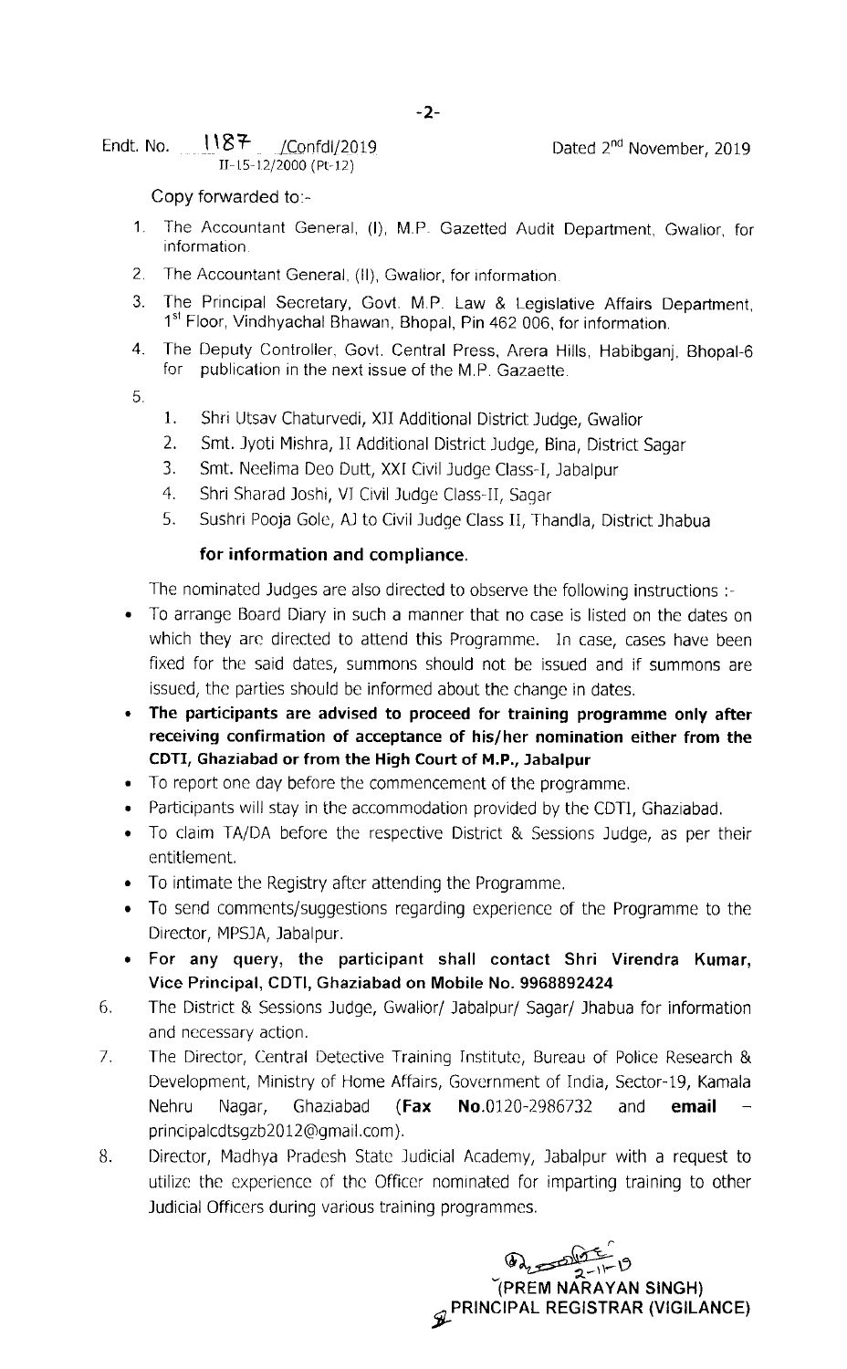Endt. No. 1187 /Confdl/2019
II-15-12/2000 (Pt-12)

Dated 2nd November, 2019

Copy forwarded to:-

1. The Accountant General, (I), M.P. Gazetted Audit Department, Gwalior, for information.
2. The Accountant General, (II), Gwalior, for information.
3. The Principal Secretary, Govt. M.P. Law & Legislative Affairs Department, 1st Floor, Vindhyachal Bhawan, Bhopal, Pin 462 006, for information.
4. The Deputy Controller, Govt. Central Press, Arera Hills, Habibganj, Bhopal-6 for publication in the next issue of the M.P. Gazaette.
5.
    1. Shri Utsav Chaturvedi, XII Additional District Judge, Gwalior
    2. Smt. Jyoti Mishra, II Additional District Judge, Bina, District Sagar
    3. Smt. Neelima Deo Dutt, XXI Civil Judge Class-I, Jabalpur
    4. Shri Sharad Joshi, VI Civil Judge Class-II, Sagar
    5. Sushri Pooja Gole, AJ to Civil Judge Class II, Thandla, District Jhabua

    **for information and compliance.**

    The nominated Judges are also directed to observe the following instructions :-

    - To arrange Board Diary in such a manner that no case is listed on the dates on which they are directed to attend this Programme. In case, cases have been fixed for the said dates, summons should not be issued and if summons are issued, the parties should be informed about the change in dates.
    - **The participants are advised to proceed for training programme only after receiving confirmation of acceptance of his/her nomination either from the CDTI, Ghaziabad or from the High Court of M.P., Jabalpur**
    - To report one day before the commencement of the programme.
    - Participants will stay in the accommodation provided by the CDTI, Ghaziabad.
    - To claim TA/DA before the respective District & Sessions Judge, as per their entitlement.
    - To intimate the Registry after attending the Programme.
    - To send comments/suggestions regarding experience of the Programme to the Director, MPSJA, Jabalpur.
    - **For any query, the participant shall contact Shri Virendra Kumar, Vice Principal, CDTI, Ghaziabad on Mobile No. 9968892424**
6. The District & Sessions Judge, Gwalior/ Jabalpur/ Sagar/ Jhabua for information and necessary action.
7. The Director, Central Detective Training Institute, Bureau of Police Research & Development, Ministry of Home Affairs, Government of India, Sector-19, Kamala Nehru Nagar, Ghaziabad (**Fax No.**0120-2986732 and **email** – principalcdtsgzb2012@gmail.com).
8. Director, Madhya Pradesh State Judicial Academy, Jabalpur with a request to utilize the experience of the Officer nominated for imparting training to other Judicial Officers during various training programmes.

2-11-19

**(PREM NARAYAN SINGH)**
**PRINCIPAL REGISTRAR (VIGILANCE)**